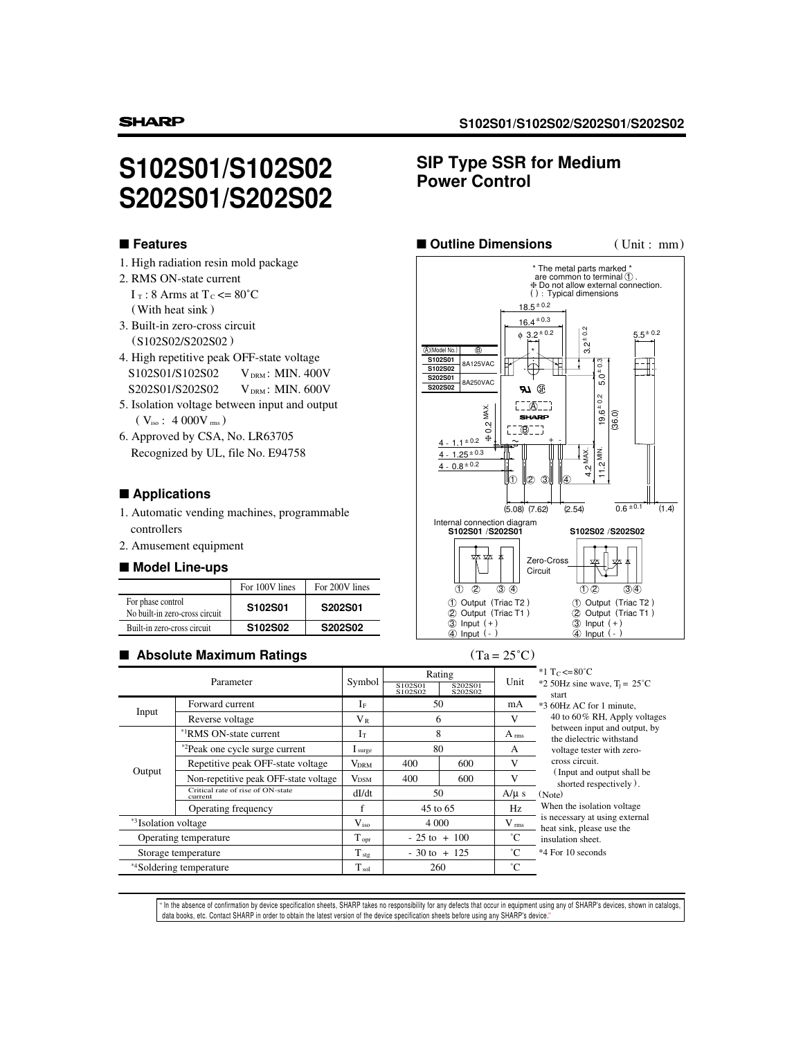# S102S01/S102S02 S202S01/S202S02

## SIP Type SSR for Medium Power Control

## ■ Features

1. High radiation resin mold package
2. RMS ON-state current
   $I_T$ : 8 Arms at $T_C$ <= 80˚C
   ( With heat sink )
3. Built-in zero-cross circuit
   (S102S02/S202S02)
4. High repetitive peak OFF-state voltage
   S102S01/S102S02 $V_{DRM}$ : MIN. 400V
   S202S01/S202S02 $V_{DRM}$ : MIN. 600V
5. Isolation voltage between input and output
   ( $V_{iso}$ : 4 000$V_{rms}$ )
6. Approved by CSA, No. LR63705
   Recognized by UL, file No. E94758

## ■ Applications

1. Automatic vending machines, programmable controllers
2. Amusement equipment

## ■ Model Line-ups

| | For 100V lines | For 200V lines |
|---|---|---|
| For phase control No built-in zero-cross circuit | **S102S01** | **S202S01** |
| Built-in zero-cross circuit | **S102S02** | **S202S02** |

## ■ Outline Dimensions

( Unit : mm)

\* The metal parts marked * are common to terminal ①.
⁑ Do not allow external connection.
( ) : Typical dimensions

| Ⓐ(Model No.) | Ⓑ |
|---|---|
| S102S01 / S102S02 | 8A125VAC |
| S202S01 / S202S02 | 8A250VAC |

Internal connection diagram

S102S01 /S202S01
① Output (Triac T2 )
② Output (Triac T1 )
③ Input (+)
④ Input (-)

S102S02 /S202S02 (Zero-Cross Circuit)
① Output (Triac T2 )
② Output (Triac T1 )
③ Input (+)
④ Input (-)

## ■ Absolute Maximum Ratings

($T_a$ = 25˚C)

| Parameter | | Symbol | Rating S102S01 S102S02 | Rating S202S01 S202S02 | Unit |
|---|---|---|---|---|---|
| Input | Forward current | $I_F$ | 50 | | mA |
| | Reverse voltage | $V_R$ | 6 | | V |
| Output | *1RMS ON-state current | $I_T$ | 8 | | $A_{rms}$ |
| | *2Peak one cycle surge current | $I_{surge}$ | 80 | | A |
| | Repetitive peak OFF-state voltage | $V_{DRM}$ | 400 | 600 | V |
| | Non-repetitive peak OFF-state voltage | $V_{DSM}$ | 400 | 600 | V |
| | Critical rate of rise of ON-state current | dI/dt | 50 | | A/μ s |
| | Operating frequency | f | 45 to 65 | | Hz |
| *3Isolation voltage | | $V_{iso}$ | 4 000 | | $V_{rms}$ |
| Operating temperature | | $T_{opr}$ | - 25 to + 100 | | ˚C |
| Storage temperature | | $T_{stg}$ | - 30 to + 125 | | ˚C |
| *4Soldering temperature | | $T_{sol}$ | 260 | | ˚C |

*1 $T_C$ <=80˚C
*2 50Hz sine wave, $T_j$ = 25˚C start
*3 60Hz AC for 1 minute, 40 to 60% RH, Apply voltages between input and output, by the dielectric withstand voltage tester with zero-cross circuit.
(Input and output shall be shorted respectively ).
(Note)
When the isolation voltage is necessary at using external heat sink, please use the insulation sheet.
*4 For 10 seconds

" In the absence of confirmation by device specification sheets, SHARP takes no responsibility for any defects that occur in equipment using any of SHARP's devices, shown in catalogs, data books, etc. Contact SHARP in order to obtain the latest version of the device specification sheets before using any SHARP's device."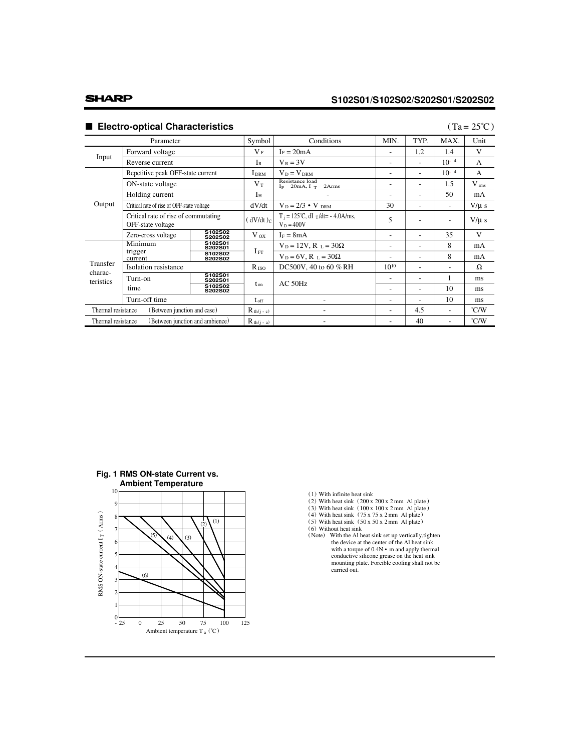## ■ Electro-optical Characteristics

($T_a = 25$°C)

| Parameter | | | Symbol | Conditions | MIN. | TYP. | MAX. | Unit |
|---|---|---|---|---|---|---|---|---|
| Input | Forward voltage | | $V_F$ | $I_F = 20mA$ | - | 1.2 | 1.4 | V |
| | Reverse current | | $I_R$ | $V_R = 3V$ | - | - | $10^{-4}$ | A |
| Output | Repetitive peak OFF-state current | | $I_{DRM}$ | $V_D = V_{DRM}$ | - | - | $10^{-4}$ | A |
| | ON-state voltage | | $V_T$ | Resistance load $I_F = 20mA, I_T = 2Arms$ | - | - | 1.5 | $V_{rms}$ |
| | Holding current | | $I_H$ | - | - | - | 50 | mA |
| | Critical rate of rise of OFF-state voltage | | dV/dt | $V_D = 2/3 \cdot V_{DRM}$ | 30 | - | - | V/μ s |
| | Critical rate of rise of commutating OFF-state voltage | | $(dV/dt)_C$ | $T_j = 125$°C, $dI_T/dt = -4.0A/ms$, $V_D = 400V$ | 5 | - | - | V/μ s |
| | Zero-cross voltage | S102S02 S202S02 | $V_{OX}$ | $I_F = 8mA$ | - | - | 35 | V |
| Transfer charac- teristics | Minimum trigger current | S102S01 S202S01 | $I_{FT}$ | $V_D = 12V, R_L = 30\Omega$ | - | - | 8 | mA |
| | | S102S02 S202S02 | | $V_D = 6V, R_L = 30\Omega$ | - | - | 8 | mA |
| | Isolation resistance | | $R_{ISO}$ | DC500V, 40 to 60 % RH | $10^{10}$ | - | - | Ω |
| | Turn-on time | S102S01 S202S01 | $t_{on}$ | AC 50Hz | - | - | 1 | ms |
| | | S102S02 S202S02 | | | - | - | 10 | ms |
| | Turn-off time | | $t_{off}$ | - | - | - | 10 | ms |
| Thermal resistance (Between junction and case) | | | $R_{th(j-c)}$ | - | - | 4.5 | - | °C/W |
| Thermal resistance (Between junction and ambience) | | | $R_{th(j-a)}$ | - | - | 40 | - | °C/W |

**Fig. 1 RMS ON-state Current vs. Ambient Temperature**

(1) With infinite heat sink
(2) With heat sink (200 x 200 x 2 mm Al plate)
(3) With heat sink (100 x 100 x 2 mm Al plate)
(4) With heat sink (75 x 75 x 2 mm Al plate)
(5) With heat sink (50 x 50 x 2 mm Al plate)
(6) Without heat sink
(Note) With the Al heat sink set up vertically,tighten the device at the center of the Al heat sink with a torque of 0.4N • m and apply thermal conductive silicone grease on the heat sink mounting plate. Forcible cooling shall not be carried out.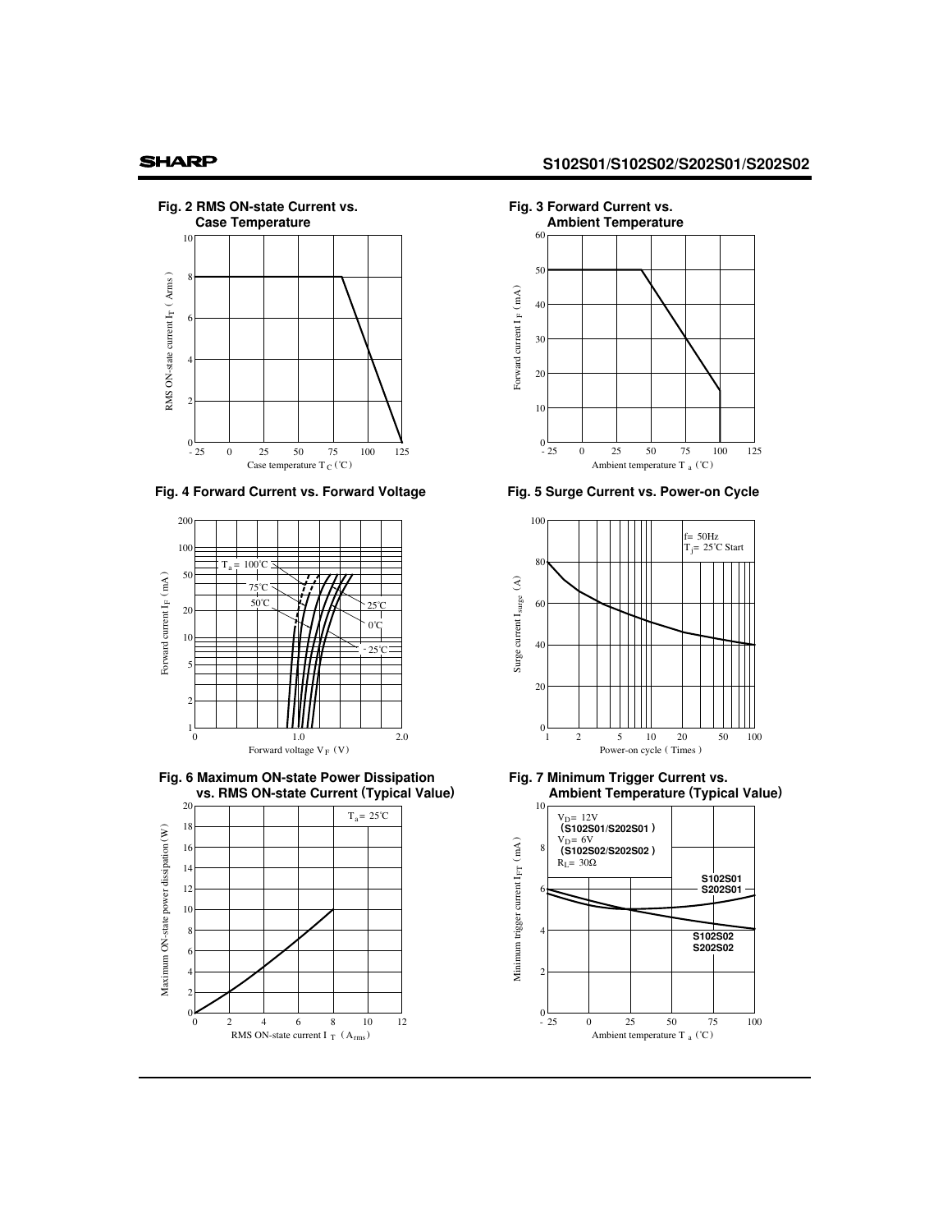**Fig. 2 RMS ON-state Current vs. Case Temperature**

**Fig. 3 Forward Current vs. Ambient Temperature**

**Fig. 4 Forward Current vs. Forward Voltage**

**Fig. 5 Surge Current vs. Power-on Cycle**

**Fig. 6 Maximum ON-state Power Dissipation vs. RMS ON-state Current (Typical Value)**

**Fig. 7 Minimum Trigger Current vs. Ambient Temperature (Typical Value)**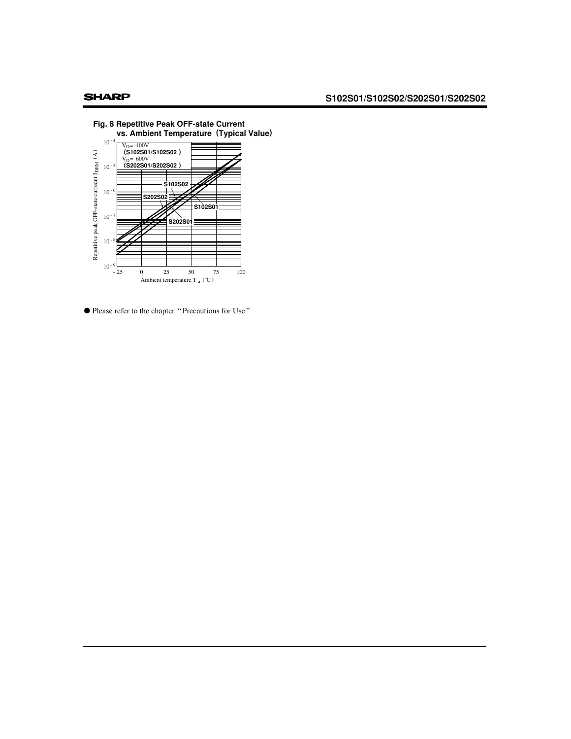**Fig. 8 Repetitive Peak OFF-state Current vs. Ambient Temperature (Typical Value)**

$V_D$= 400V
(S102S01/S102S02)
$V_D$= 600V
(S202S01/S202S02)

S102S02
S202S02
S102S01
S202S01

Repetitive peak OFF-state currednt $I_{DRM}$ (A)

$10^{-4}$
$10^{-5}$
$10^{-6}$
$10^{-7}$
$10^{-8}$
$10^{-9}$

- 25 0 25 50 75 100

Ambient temperature $T_a$ (℃)

● Please refer to the chapter "Precautions for Use"